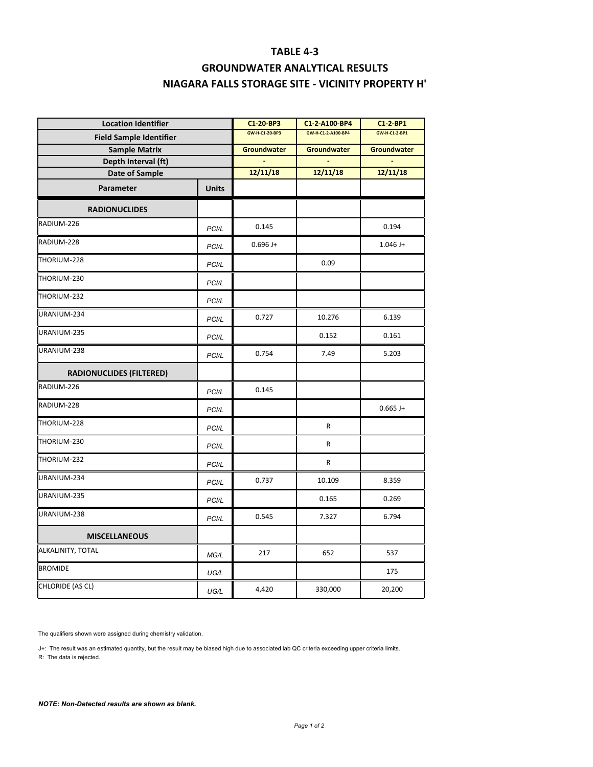# TABLE 4-3

## GROUNDWATER ANALYTICAL RESULTS

## NIAGARA FALLS STORAGE SITE - VICINITY PROPERTY H'

| Location Identifier | | C1-20-BP3 | C1-2-A100-BP4 | C1-2-BP1 |
|---|---|---|---|---|
| Field Sample Identifier | | GW-H-C1-20-BP3 | GW-H-C1-2-A100-BP4 | GW-H-C1-2-BP1 |
| Sample Matrix | | Groundwater | Groundwater | Groundwater |
| Depth Interval (ft) | | - | - | - |
| Date of Sample | | 12/11/18 | 12/11/18 | 12/11/18 |
| **Parameter** | **Units** | | | |
| **RADIONUCLIDES** | | | | |
| RADIUM-226 | PCI/L | 0.145 | | 0.194 |
| RADIUM-228 | PCI/L | 0.696 J+ | | 1.046 J+ |
| THORIUM-228 | PCI/L | | 0.09 | |
| THORIUM-230 | PCI/L | | | |
| THORIUM-232 | PCI/L | | | |
| URANIUM-234 | PCI/L | 0.727 | 10.276 | 6.139 |
| URANIUM-235 | PCI/L | | 0.152 | 0.161 |
| URANIUM-238 | PCI/L | 0.754 | 7.49 | 5.203 |
| **RADIONUCLIDES (FILTERED)** | | | | |
| RADIUM-226 | PCI/L | 0.145 | | |
| RADIUM-228 | PCI/L | | | 0.665 J+ |
| THORIUM-228 | PCI/L | | R | |
| THORIUM-230 | PCI/L | | R | |
| THORIUM-232 | PCI/L | | R | |
| URANIUM-234 | PCI/L | 0.737 | 10.109 | 8.359 |
| URANIUM-235 | PCI/L | | 0.165 | 0.269 |
| URANIUM-238 | PCI/L | 0.545 | 7.327 | 6.794 |
| **MISCELLANEOUS** | | | | |
| ALKALINITY, TOTAL | MG/L | 217 | 652 | 537 |
| BROMIDE | UG/L | | | 175 |
| CHLORIDE (AS CL) | UG/L | 4,420 | 330,000 | 20,200 |

The qualifiers shown were assigned during chemistry validation.

J+: The result was an estimated quantity, but the result may be biased high due to associated lab QC criteria exceeding upper criteria limits.
R: The data is rejected.

***NOTE: Non-Detected results are shown as blank.***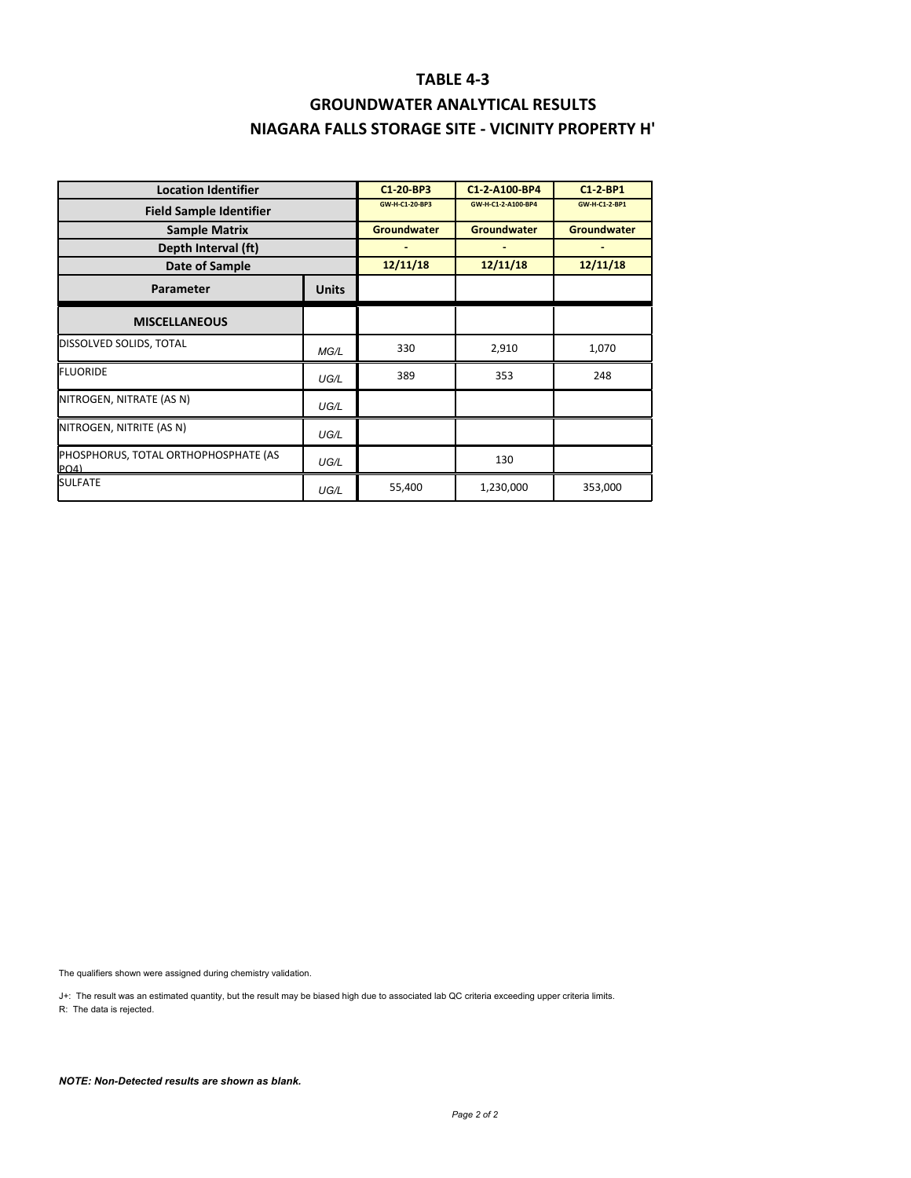**TABLE 4-3**

**GROUNDWATER ANALYTICAL RESULTS**

**NIAGARA FALLS STORAGE SITE - VICINITY PROPERTY H'**

| Location Identifier | | C1-20-BP3 | C1-2-A100-BP4 | C1-2-BP1 |
|---|---|---|---|---|
| Field Sample Identifier | | GW-H-C1-20-BP3 | GW-H-C1-2-A100-BP4 | GW-H-C1-2-BP1 |
| Sample Matrix | | Groundwater | Groundwater | Groundwater |
| Depth Interval (ft) | | - | - | - |
| Date of Sample | | 12/11/18 | 12/11/18 | 12/11/18 |
| **Parameter** | **Units** | | | |
| **MISCELLANEOUS** | | | | |
| DISSOLVED SOLIDS, TOTAL | MG/L | 330 | 2,910 | 1,070 |
| FLUORIDE | UG/L | 389 | 353 | 248 |
| NITROGEN, NITRATE (AS N) | UG/L | | | |
| NITROGEN, NITRITE (AS N) | UG/L | | | |
| PHOSPHORUS, TOTAL ORTHOPHOSPHATE (AS PO4) | UG/L | | 130 | |
| SULFATE | UG/L | 55,400 | 1,230,000 | 353,000 |

The qualifiers shown were assigned during chemistry validation.

J+: The result was an estimated quantity, but the result may be biased high due to associated lab QC criteria exceeding upper criteria limits.
R: The data is rejected.

***NOTE: Non-Detected results are shown as blank.***